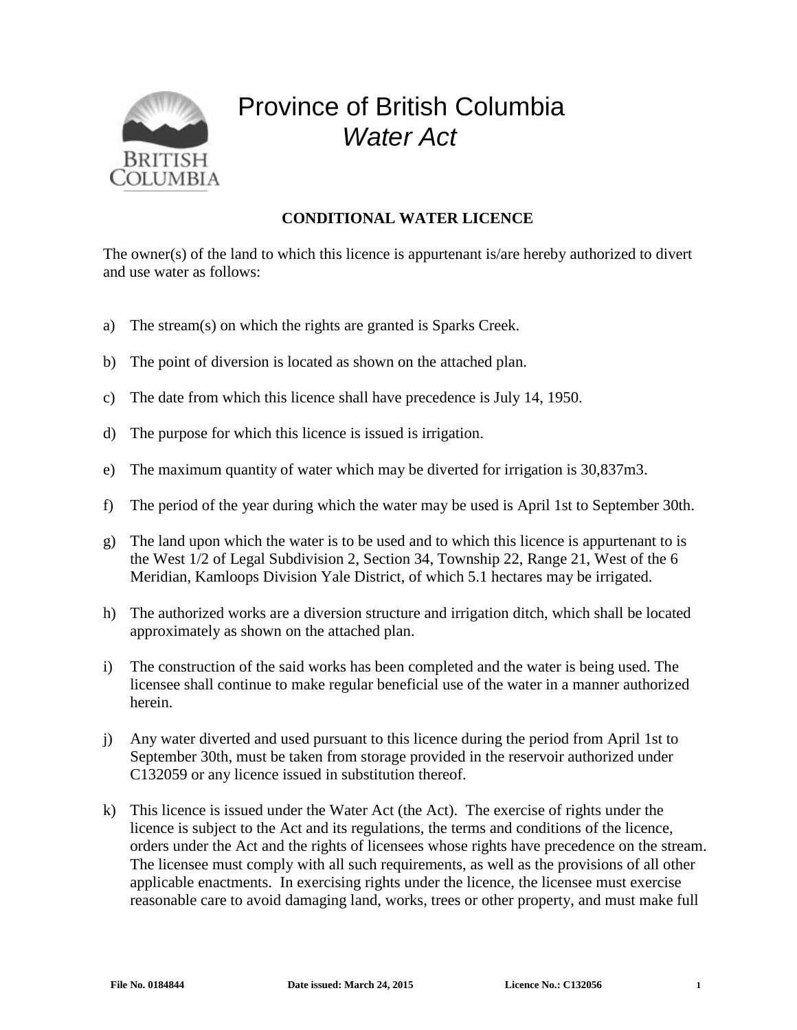# Province of British Columbia
## *Water Act*

**CONDITIONAL WATER LICENCE**

The owner(s) of the land to which this licence is appurtenant is/are hereby authorized to divert and use water as follows:

a) The stream(s) on which the rights are granted is Sparks Creek.

b) The point of diversion is located as shown on the attached plan.

c) The date from which this licence shall have precedence is July 14, 1950.

d) The purpose for which this licence is issued is irrigation.

e) The maximum quantity of water which may be diverted for irrigation is 30,837m3.

f) The period of the year during which the water may be used is April 1st to September 30th.

g) The land upon which the water is to be used and to which this licence is appurtenant to is the West 1/2 of Legal Subdivision 2, Section 34, Township 22, Range 21, West of the 6 Meridian, Kamloops Division Yale District, of which 5.1 hectares may be irrigated.

h) The authorized works are a diversion structure and irrigation ditch, which shall be located approximately as shown on the attached plan.

i) The construction of the said works has been completed and the water is being used. The licensee shall continue to make regular beneficial use of the water in a manner authorized herein.

j) Any water diverted and used pursuant to this licence during the period from April 1st to September 30th, must be taken from storage provided in the reservoir authorized under C132059 or any licence issued in substitution thereof.

k) This licence is issued under the Water Act (the Act). The exercise of rights under the licence is subject to the Act and its regulations, the terms and conditions of the licence, orders under the Act and the rights of licensees whose rights have precedence on the stream. The licensee must comply with all such requirements, as well as the provisions of all other applicable enactments. In exercising rights under the licence, the licensee must exercise reasonable care to avoid damaging land, works, trees or other property, and must make full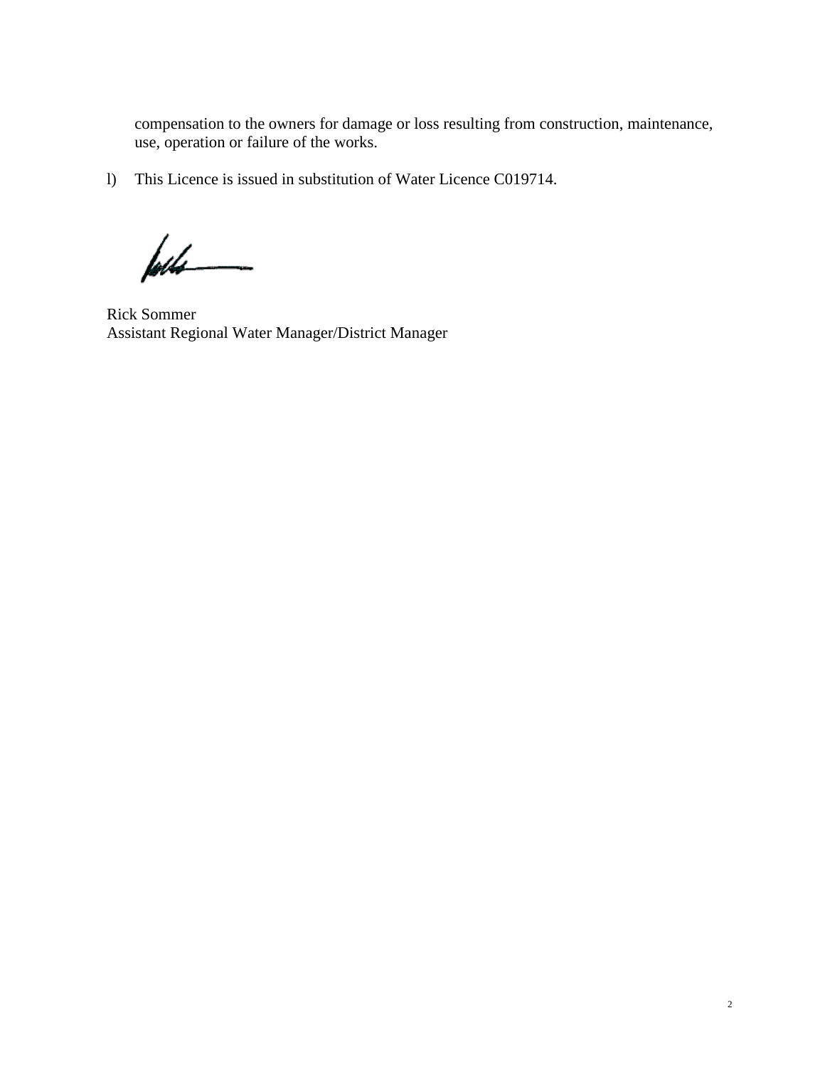compensation to the owners for damage or loss resulting from construction, maintenance, use, operation or failure of the works.

l) This Licence is issued in substitution of Water Licence C019714.

Rick Sommer
Assistant Regional Water Manager/District Manager